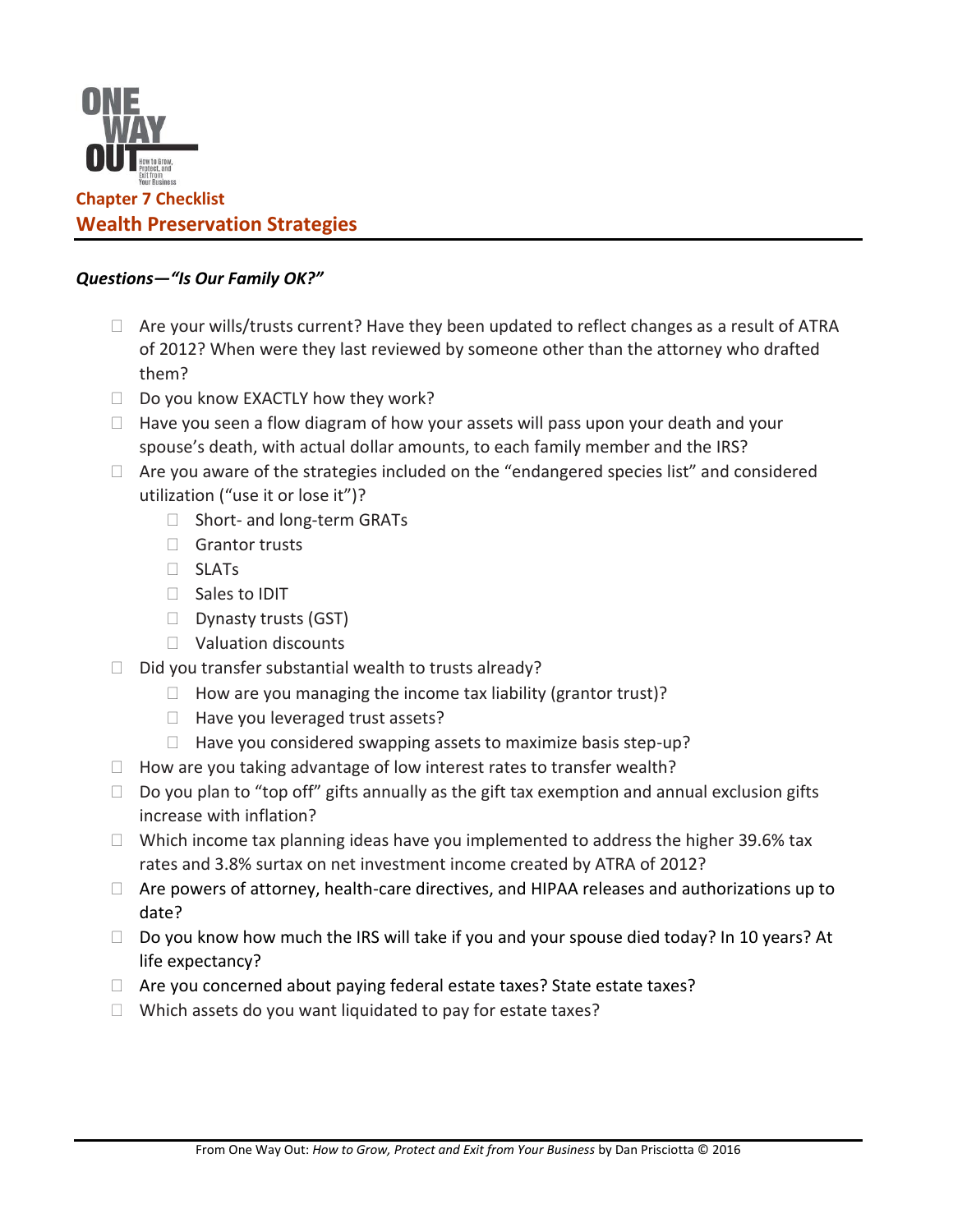ONE WAY OUT How to Grow, Protect, and Exit from Your Business

## Chapter 7 Checklist

# Wealth Preservation Strategies

***Questions—"Is Our Family OK?"***

- Are your wills/trusts current? Have they been updated to reflect changes as a result of ATRA of 2012? When were they last reviewed by someone other than the attorney who drafted them?
- Do you know EXACTLY how they work?
- Have you seen a flow diagram of how your assets will pass upon your death and your spouse's death, with actual dollar amounts, to each family member and the IRS?
- Are you aware of the strategies included on the "endangered species list" and considered utilization ("use it or lose it")?
  - Short- and long-term GRATs
  - Grantor trusts
  - SLATs
  - Sales to IDIT
  - Dynasty trusts (GST)
  - Valuation discounts
- Did you transfer substantial wealth to trusts already?
  - How are you managing the income tax liability (grantor trust)?
  - Have you leveraged trust assets?
  - Have you considered swapping assets to maximize basis step-up?
- How are you taking advantage of low interest rates to transfer wealth?
- Do you plan to "top off" gifts annually as the gift tax exemption and annual exclusion gifts increase with inflation?
- Which income tax planning ideas have you implemented to address the higher 39.6% tax rates and 3.8% surtax on net investment income created by ATRA of 2012?
- Are powers of attorney, health-care directives, and HIPAA releases and authorizations up to date?
- Do you know how much the IRS will take if you and your spouse died today? In 10 years? At life expectancy?
- Are you concerned about paying federal estate taxes? State estate taxes?
- Which assets do you want liquidated to pay for estate taxes?

From One Way Out: *How to Grow, Protect and Exit from Your Business* by Dan Prisciotta © 2016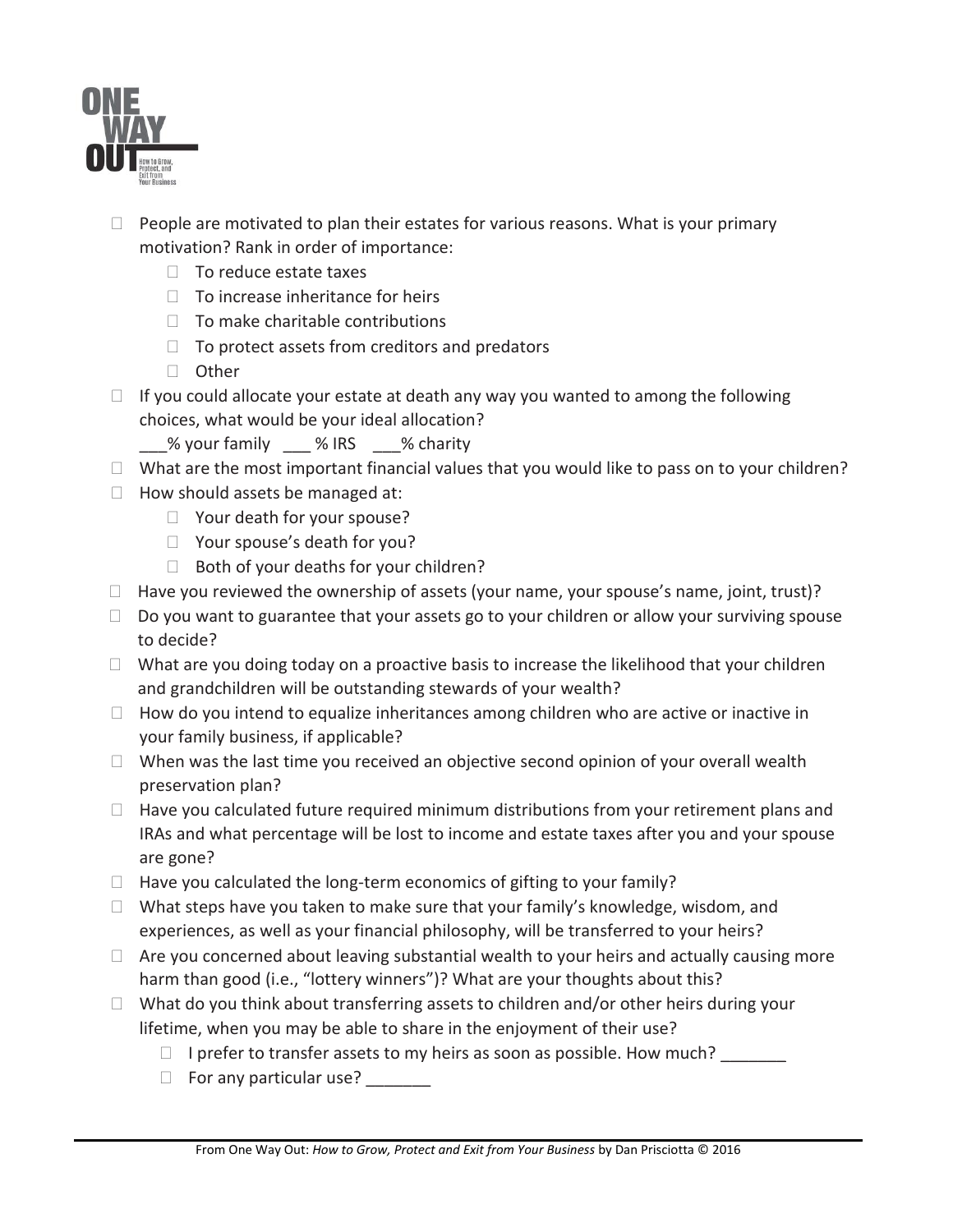- People are motivated to plan their estates for various reasons. What is your primary motivation? Rank in order of importance:
    - To reduce estate taxes
    - To increase inheritance for heirs
    - To make charitable contributions
    - To protect assets from creditors and predators
    - Other
- If you could allocate your estate at death any way you wanted to among the following choices, what would be your ideal allocation?
  ___% your family ___ % IRS ___% charity
- What are the most important financial values that you would like to pass on to your children?
- How should assets be managed at:
    - Your death for your spouse?
    - Your spouse's death for you?
    - Both of your deaths for your children?
- Have you reviewed the ownership of assets (your name, your spouse's name, joint, trust)?
- Do you want to guarantee that your assets go to your children or allow your surviving spouse to decide?
- What are you doing today on a proactive basis to increase the likelihood that your children and grandchildren will be outstanding stewards of your wealth?
- How do you intend to equalize inheritances among children who are active or inactive in your family business, if applicable?
- When was the last time you received an objective second opinion of your overall wealth preservation plan?
- Have you calculated future required minimum distributions from your retirement plans and IRAs and what percentage will be lost to income and estate taxes after you and your spouse are gone?
- Have you calculated the long-term economics of gifting to your family?
- What steps have you taken to make sure that your family's knowledge, wisdom, and experiences, as well as your financial philosophy, will be transferred to your heirs?
- Are you concerned about leaving substantial wealth to your heirs and actually causing more harm than good (i.e., "lottery winners")? What are your thoughts about this?
- What do you think about transferring assets to children and/or other heirs during your lifetime, when you may be able to share in the enjoyment of their use?
    - I prefer to transfer assets to my heirs as soon as possible. How much? _______
    - For any particular use? _______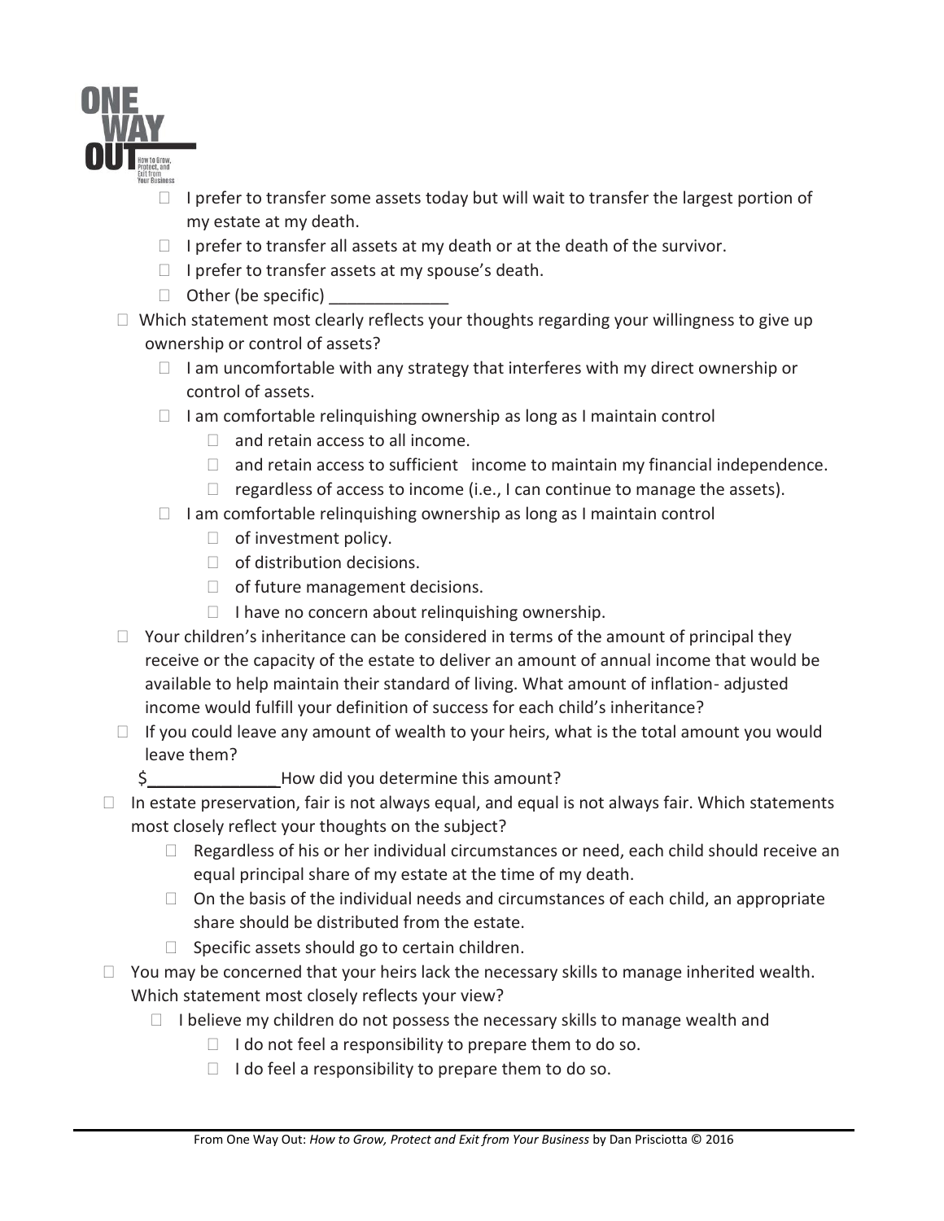- I prefer to transfer some assets today but will wait to transfer the largest portion of my estate at my death.
    - I prefer to transfer all assets at my death or at the death of the survivor.
    - I prefer to transfer assets at my spouse's death.
    - Other (be specific) _____________
- Which statement most clearly reflects your thoughts regarding your willingness to give up ownership or control of assets?
    - I am uncomfortable with any strategy that interferes with my direct ownership or control of assets.
    - I am comfortable relinquishing ownership as long as I maintain control
        - and retain access to all income.
        - and retain access to sufficient income to maintain my financial independence.
        - regardless of access to income (i.e., I can continue to manage the assets).
    - I am comfortable relinquishing ownership as long as I maintain control
        - of investment policy.
        - of distribution decisions.
        - of future management decisions.
        - I have no concern about relinquishing ownership.
- Your children's inheritance can be considered in terms of the amount of principal they receive or the capacity of the estate to deliver an amount of annual income that would be available to help maintain their standard of living. What amount of inflation- adjusted income would fulfill your definition of success for each child's inheritance?
- If you could leave any amount of wealth to your heirs, what is the total amount you would leave them?

  $______________How did you determine this amount?
- In estate preservation, fair is not always equal, and equal is not always fair. Which statements most closely reflect your thoughts on the subject?
    - Regardless of his or her individual circumstances or need, each child should receive an equal principal share of my estate at the time of my death.
    - On the basis of the individual needs and circumstances of each child, an appropriate share should be distributed from the estate.
    - Specific assets should go to certain children.
- You may be concerned that your heirs lack the necessary skills to manage inherited wealth. Which statement most closely reflects your view?
    - I believe my children do not possess the necessary skills to manage wealth and
        - I do not feel a responsibility to prepare them to do so.
        - I do feel a responsibility to prepare them to do so.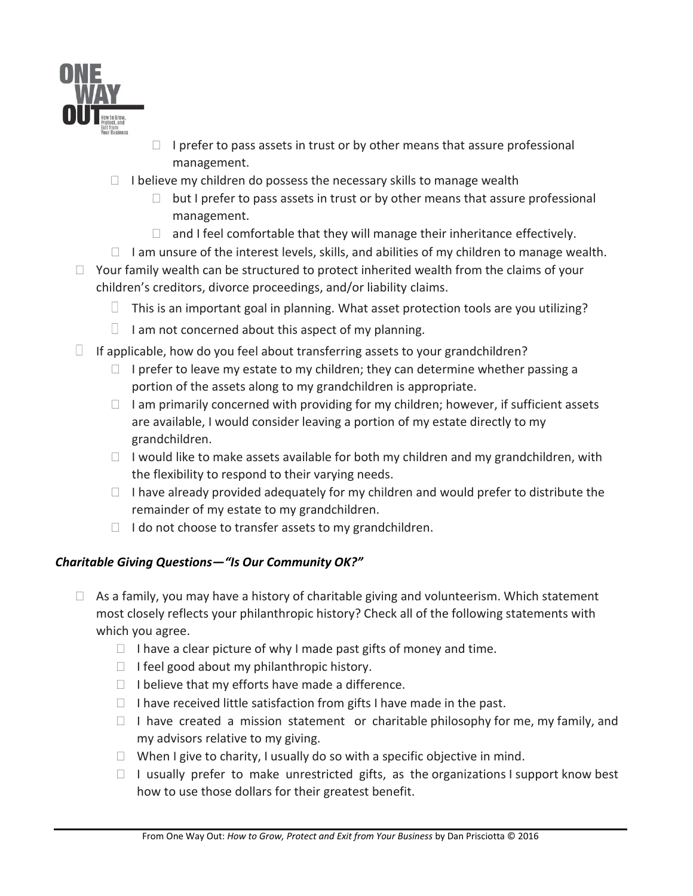- I prefer to pass assets in trust or by other means that assure professional management.
- I believe my children do possess the necessary skills to manage wealth
    - but I prefer to pass assets in trust or by other means that assure professional management.
    - and I feel comfortable that they will manage their inheritance effectively.
- I am unsure of the interest levels, skills, and abilities of my children to manage wealth.

- Your family wealth can be structured to protect inherited wealth from the claims of your children's creditors, divorce proceedings, and/or liability claims.
    - This is an important goal in planning. What asset protection tools are you utilizing?
    - I am not concerned about this aspect of my planning.
- If applicable, how do you feel about transferring assets to your grandchildren?
    - I prefer to leave my estate to my children; they can determine whether passing a portion of the assets along to my grandchildren is appropriate.
    - I am primarily concerned with providing for my children; however, if sufficient assets are available, I would consider leaving a portion of my estate directly to my grandchildren.
    - I would like to make assets available for both my children and my grandchildren, with the flexibility to respond to their varying needs.
    - I have already provided adequately for my children and would prefer to distribute the remainder of my estate to my grandchildren.
    - I do not choose to transfer assets to my grandchildren.

***Charitable Giving Questions—"Is Our Community OK?"***

- As a family, you may have a history of charitable giving and volunteerism. Which statement most closely reflects your philanthropic history? Check all of the following statements with which you agree.
    - I have a clear picture of why I made past gifts of money and time.
    - I feel good about my philanthropic history.
    - I believe that my efforts have made a difference.
    - I have received little satisfaction from gifts I have made in the past.
    - I have created a mission statement or charitable philosophy for me, my family, and my advisors relative to my giving.
    - When I give to charity, I usually do so with a specific objective in mind.
    - I usually prefer to make unrestricted gifts, as the organizations I support know best how to use those dollars for their greatest benefit.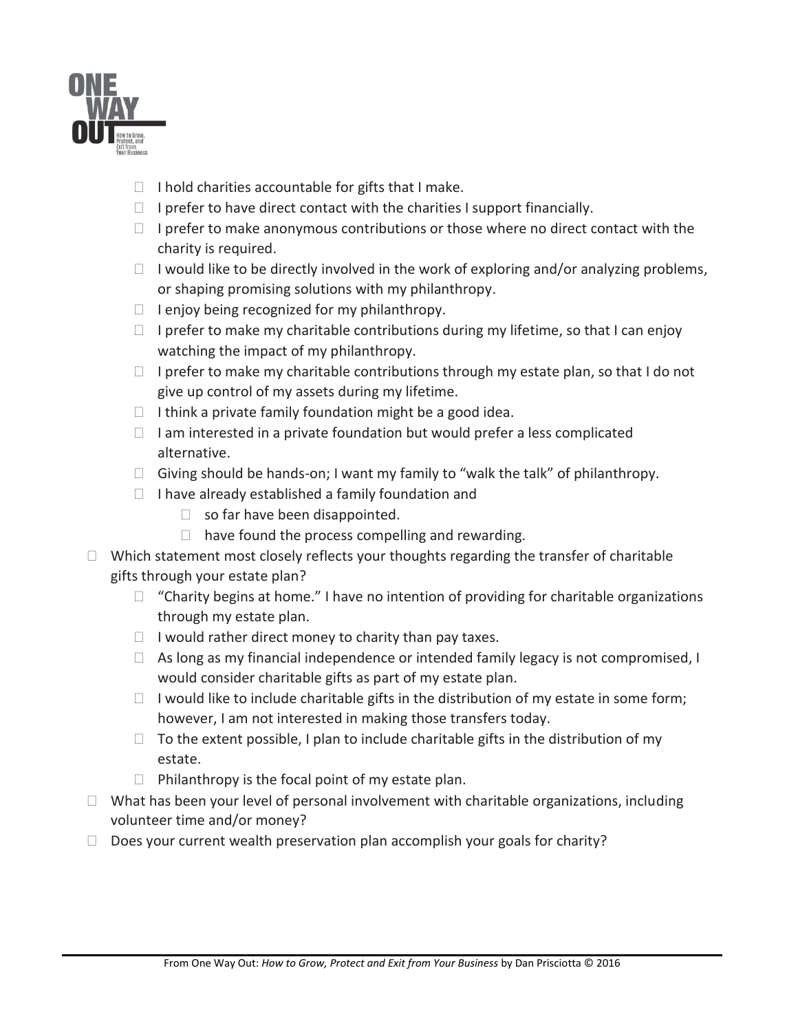- I hold charities accountable for gifts that I make.
  - I prefer to have direct contact with the charities I support financially.
  - I prefer to make anonymous contributions or those where no direct contact with the charity is required.
  - I would like to be directly involved in the work of exploring and/or analyzing problems, or shaping promising solutions with my philanthropy.
  - I enjoy being recognized for my philanthropy.
  - I prefer to make my charitable contributions during my lifetime, so that I can enjoy watching the impact of my philanthropy.
  - I prefer to make my charitable contributions through my estate plan, so that I do not give up control of my assets during my lifetime.
  - I think a private family foundation might be a good idea.
  - I am interested in a private foundation but would prefer a less complicated alternative.
  - Giving should be hands-on; I want my family to "walk the talk" of philanthropy.
  - I have already established a family foundation and
    - so far have been disappointed.
    - have found the process compelling and rewarding.
- Which statement most closely reflects your thoughts regarding the transfer of charitable gifts through your estate plan?
  - "Charity begins at home." I have no intention of providing for charitable organizations through my estate plan.
  - I would rather direct money to charity than pay taxes.
  - As long as my financial independence or intended family legacy is not compromised, I would consider charitable gifts as part of my estate plan.
  - I would like to include charitable gifts in the distribution of my estate in some form; however, I am not interested in making those transfers today.
  - To the extent possible, I plan to include charitable gifts in the distribution of my estate.
  - Philanthropy is the focal point of my estate plan.
- What has been your level of personal involvement with charitable organizations, including volunteer time and/or money?
- Does your current wealth preservation plan accomplish your goals for charity?